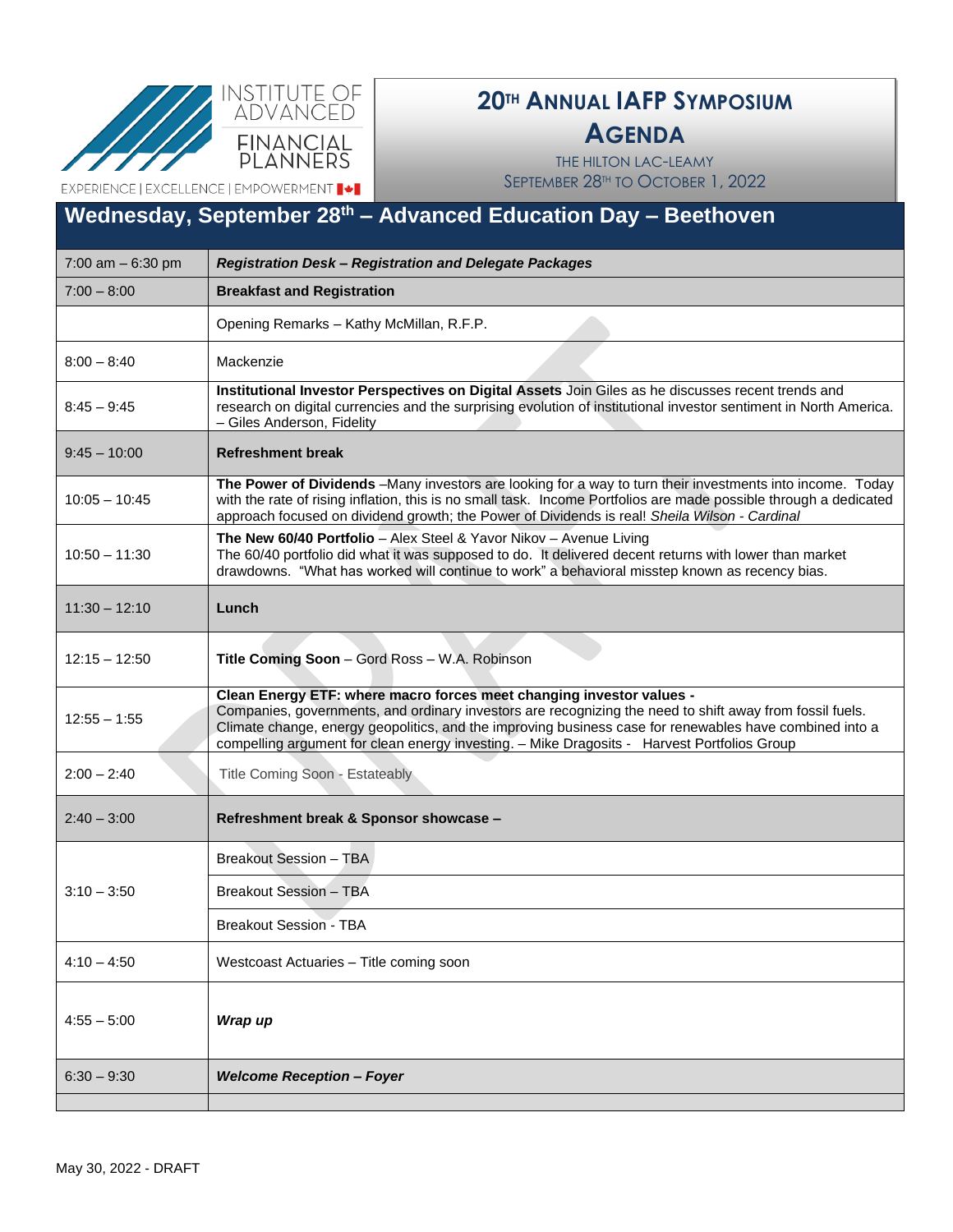INSTITUTE OF ADVANCED FINANCIAL PLANNERS

EXPERIENCE | EXCELLENCE | EMPOWERMENT

# 20TH ANNUAL IAFP SYMPOSIUM AGENDA

THE HILTON LAC-LEAMY

SEPTEMBER 28TH TO OCTOBER 1, 2022

## Wednesday, September 28th – Advanced Education Day – Beethoven

| Time | Session |
|---|---|
| 7:00 am – 6:30 pm | ***Registration Desk – Registration and Delegate Packages*** |
| 7:00 – 8:00 | **Breakfast and Registration** |
| | Opening Remarks – Kathy McMillan, R.F.P. |
| 8:00 – 8:40 | Mackenzie |
| 8:45 – 9:45 | **Institutional Investor Perspectives on Digital Assets** Join Giles as he discusses recent trends and research on digital currencies and the surprising evolution of institutional investor sentiment in North America. – Giles Anderson, Fidelity |
| 9:45 – 10:00 | **Refreshment break** |
| 10:05 – 10:45 | **The Power of Dividends** –Many investors are looking for a way to turn their investments into income. Today with the rate of rising inflation, this is no small task. Income Portfolios are made possible through a dedicated approach focused on dividend growth; the Power of Dividends is real! *Sheila Wilson - Cardinal* |
| 10:50 – 11:30 | **The New 60/40 Portfolio** – Alex Steel & Yavor Nikov – Avenue Living<br>The 60/40 portfolio did what it was supposed to do. It delivered decent returns with lower than market drawdowns. "What has worked will continue to work" a behavioral misstep known as recency bias. |
| 11:30 – 12:10 | **Lunch** |
| 12:15 – 12:50 | **Title Coming Soon** – Gord Ross – W.A. Robinson |
| 12:55 – 1:55 | **Clean Energy ETF: where macro forces meet changing investor values -**<br>Companies, governments, and ordinary investors are recognizing the need to shift away from fossil fuels. Climate change, energy geopolitics, and the improving business case for renewables have combined into a compelling argument for clean energy investing. – Mike Dragosits - Harvest Portfolios Group |
| 2:00 – 2:40 | Title Coming Soon - Estateably |
| 2:40 – 3:00 | **Refreshment break & Sponsor showcase –** |
| 3:10 – 3:50 | Breakout Session – TBA |
| | Breakout Session – TBA |
| | Breakout Session - TBA |
| 4:10 – 4:50 | Westcoast Actuaries – Title coming soon |
| 4:55 – 5:00 | ***Wrap up*** |
| 6:30 – 9:30 | ***Welcome Reception – Foyer*** |
| | |

May 30, 2022 - DRAFT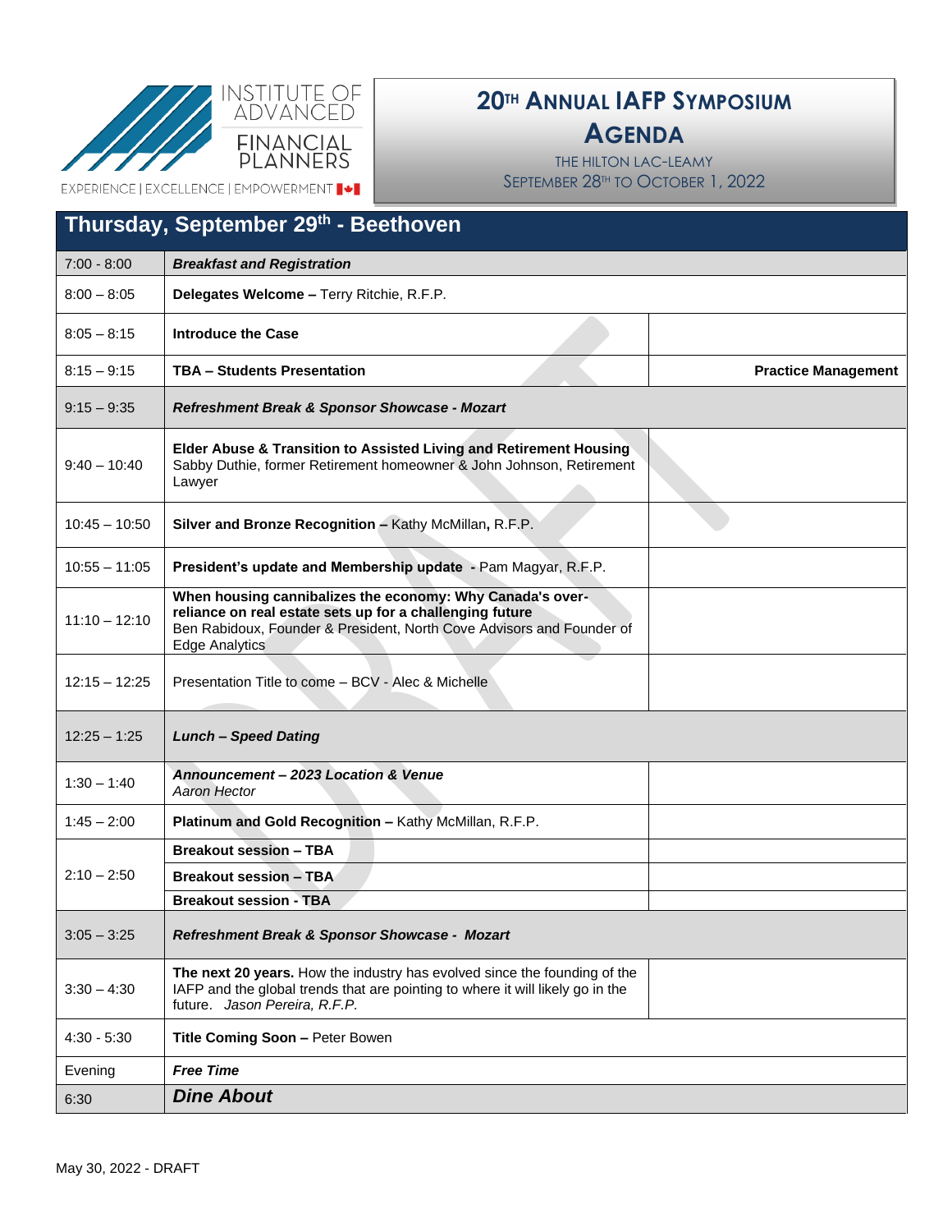# 20th Annual IAFP Symposium Agenda

The Hilton Lac-Leamy
September 28th to October 1, 2022

INSTITUTE OF ADVANCED FINANCIAL PLANNERS
EXPERIENCE | EXCELLENCE | EMPOWERMENT

## Thursday, September 29th - Beethoven

| Time | Session | |
|---|---|---|
| 7:00 - 8:00 | ***Breakfast and Registration*** | |
| 8:00 – 8:05 | **Delegates Welcome –** Terry Ritchie, R.F.P. | |
| 8:05 – 8:15 | **Introduce the Case** | |
| 8:15 – 9:15 | **TBA – Students Presentation** | **Practice Management** |
| 9:15 – 9:35 | ***Refreshment Break & Sponsor Showcase - Mozart*** | |
| 9:40 – 10:40 | **Elder Abuse & Transition to Assisted Living and Retirement Housing** Sabby Duthie, former Retirement homeowner & John Johnson, Retirement Lawyer | |
| 10:45 – 10:50 | **Silver and Bronze Recognition –** Kathy McMillan**,** R.F.P. | |
| 10:55 – 11:05 | **President's update and Membership update -** Pam Magyar, R.F.P. | |
| 11:10 – 12:10 | **When housing cannibalizes the economy: Why Canada's over-reliance on real estate sets up for a challenging future** Ben Rabidoux, Founder & President, North Cove Advisors and Founder of Edge Analytics | |
| 12:15 – 12:25 | Presentation Title to come – BCV - Alec & Michelle | |
| 12:25 – 1:25 | ***Lunch – Speed Dating*** | |
| 1:30 – 1:40 | ***Announcement – 2023 Location & Venue*** *Aaron Hector* | |
| 1:45 – 2:00 | **Platinum and Gold Recognition –** Kathy McMillan, R.F.P. | |
| 2:10 – 2:50 | **Breakout session – TBA** | |
| | **Breakout session – TBA** | |
| | **Breakout session - TBA** | |
| 3:05 – 3:25 | ***Refreshment Break & Sponsor Showcase - Mozart*** | |
| 3:30 – 4:30 | **The next 20 years.** How the industry has evolved since the founding of the IAFP and the global trends that are pointing to where it will likely go in the future. *Jason Pereira, R.F.P.* | |
| 4:30 - 5:30 | **Title Coming Soon –** Peter Bowen | |
| Evening | ***Free Time*** | |
| 6:30 | ***Dine About*** | |

May 30, 2022 - DRAFT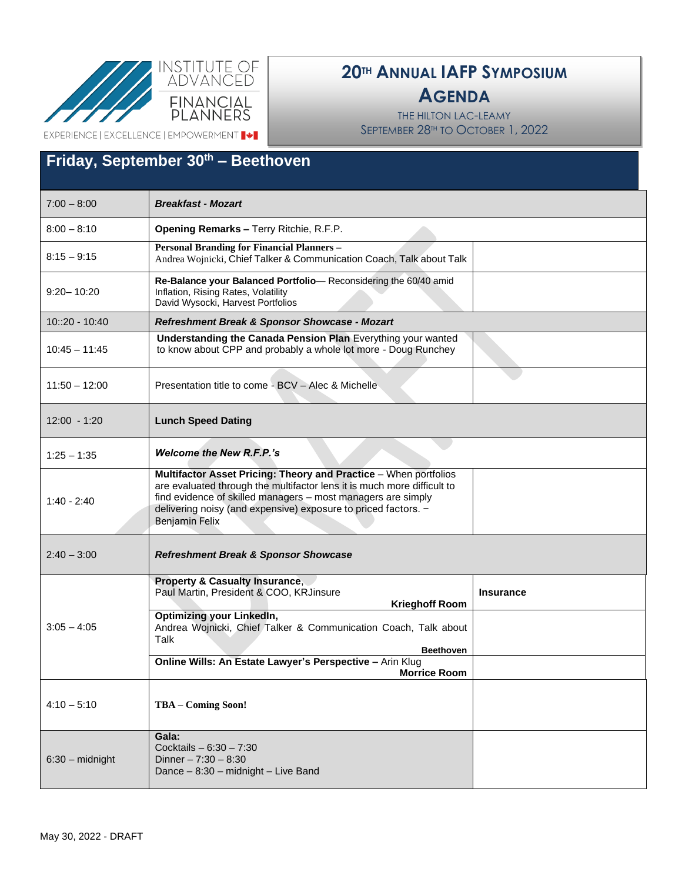INSTITUTE OF ADVANCED FINANCIAL PLANNERS

EXPERIENCE | EXCELLENCE | EMPOWERMENT

# 20TH ANNUAL IAFP SYMPOSIUM AGENDA

THE HILTON LAC-LEAMY
SEPTEMBER 28TH TO OCTOBER 1, 2022

## Friday, September 30th – Beethoven

| | | |
|---|---|---|
| 7:00 – 8:00 | ***Breakfast - Mozart*** | |
| 8:00 – 8:10 | **Opening Remarks –** Terry Ritchie, R.F.P. | |
| 8:15 – 9:15 | **Personal Branding for Financial Planners** – Andrea Wojnicki, Chief Talker & Communication Coach, Talk about Talk | |
| 9:20– 10:20 | **Re-Balance your Balanced Portfolio**— Reconsidering the 60/40 amid Inflation, Rising Rates, Volatility David Wysocki, Harvest Portfolios | |
| 10::20 - 10:40 | ***Refreshment Break & Sponsor Showcase - Mozart*** | |
| 10:45 – 11:45 | **Understanding the Canada Pension Plan** Everything your wanted to know about CPP and probably a whole lot more - Doug Runchey | |
| 11:50 – 12:00 | Presentation title to come - BCV – Alec & Michelle | |
| 12:00 - 1:20 | **Lunch Speed Dating** | |
| 1:25 – 1:35 | ***Welcome the New R.F.P.'s*** | |
| 1:40 - 2:40 | **Multifactor Asset Pricing: Theory and Practice** – When portfolios are evaluated through the multifactor lens it is much more difficult to find evidence of skilled managers – most managers are simply delivering noisy (and expensive) exposure to priced factors. – Benjamin Felix | |
| 2:40 – 3:00 | ***Refreshment Break & Sponsor Showcase*** | |
| 3:05 – 4:05 | **Property & Casualty Insurance**, Paul Martin, President & COO, KRJinsure **Krieghoff Room** | **Insurance** |
| | **Optimizing your LinkedIn,** Andrea Wojnicki, Chief Talker & Communication Coach, Talk about Talk **Beethoven** | |
| | **Online Wills: An Estate Lawyer's Perspective –** Arin Klug **Morrice Room** | |
| 4:10 – 5:10 | **TBA – Coming Soon!** | |
| 6:30 – midnight | **Gala:** Cocktails – 6:30 – 7:30 Dinner – 7:30 – 8:30 Dance – 8:30 – midnight – Live Band | |

May 30, 2022 - DRAFT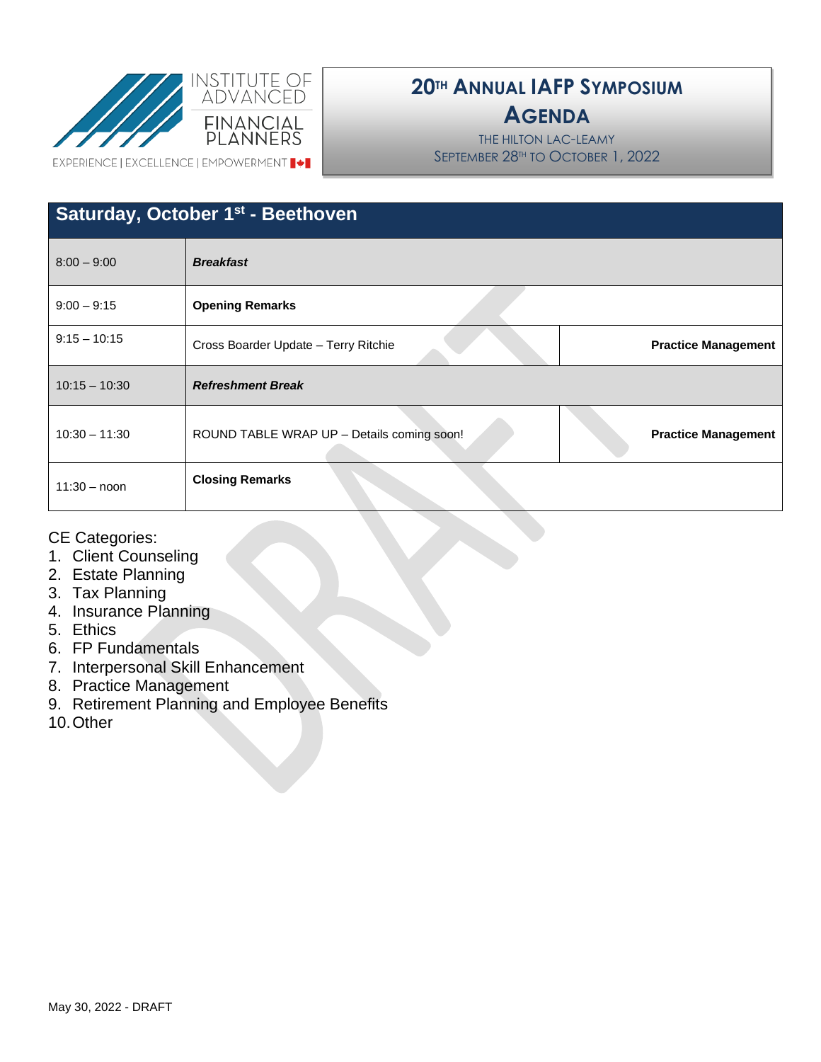INSTITUTE OF ADVANCED FINANCIAL PLANNERS

EXPERIENCE | EXCELLENCE | EMPOWERMENT

# 20TH ANNUAL IAFP SYMPOSIUM AGENDA

THE HILTON LAC-LEAMY

SEPTEMBER 28TH TO OCTOBER 1, 2022

| Saturday, October 1st - Beethoven | | |
|---|---|---|
| 8:00 – 9:00 | ***Breakfast*** | |
| 9:00 – 9:15 | **Opening Remarks** | |
| 9:15 – 10:15 | Cross Boarder Update – Terry Ritchie | **Practice Management** |
| 10:15 – 10:30 | ***Refreshment Break*** | |
| 10:30 – 11:30 | ROUND TABLE WRAP UP – Details coming soon! | **Practice Management** |
| 11:30 – noon | **Closing Remarks** | |

CE Categories:

1. Client Counseling
2. Estate Planning
3. Tax Planning
4. Insurance Planning
5. Ethics
6. FP Fundamentals
7. Interpersonal Skill Enhancement
8. Practice Management
9. Retirement Planning and Employee Benefits
10. Other

May 30, 2022 - DRAFT